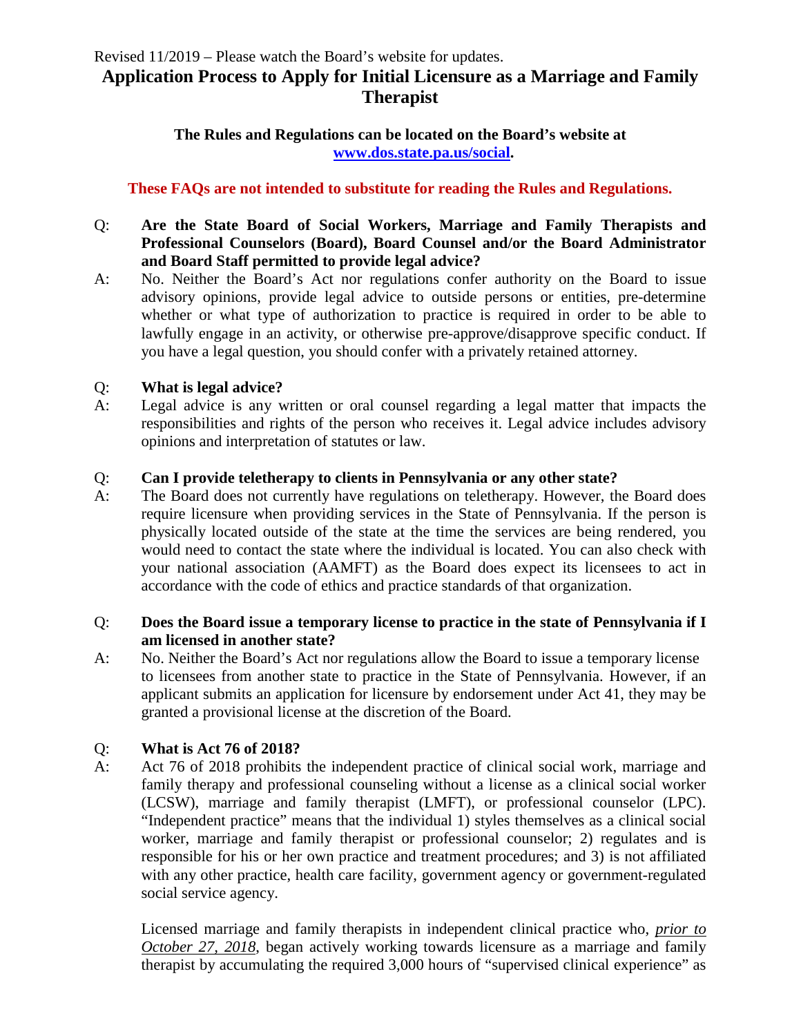Revised 11/2019 – Please watch the Board's website for updates.

# Application Process to Apply for Initial Licensure as a Marriage and Family Therapist

**The Rules and Regulations can be located on the Board's website at [www.dos.state.pa.us/social](www.dos.state.pa.us/social).**

**These FAQs are not intended to substitute for reading the Rules and Regulations.**

Q: **Are the State Board of Social Workers, Marriage and Family Therapists and Professional Counselors (Board), Board Counsel and/or the Board Administrator and Board Staff permitted to provide legal advice?**

A: No. Neither the Board's Act nor regulations confer authority on the Board to issue advisory opinions, provide legal advice to outside persons or entities, pre-determine whether or what type of authorization to practice is required in order to be able to lawfully engage in an activity, or otherwise pre-approve/disapprove specific conduct. If you have a legal question, you should confer with a privately retained attorney.

Q: **What is legal advice?**

A: Legal advice is any written or oral counsel regarding a legal matter that impacts the responsibilities and rights of the person who receives it. Legal advice includes advisory opinions and interpretation of statutes or law.

Q: **Can I provide teletherapy to clients in Pennsylvania or any other state?**

A: The Board does not currently have regulations on teletherapy. However, the Board does require licensure when providing services in the State of Pennsylvania. If the person is physically located outside of the state at the time the services are being rendered, you would need to contact the state where the individual is located. You can also check with your national association (AAMFT) as the Board does expect its licensees to act in accordance with the code of ethics and practice standards of that organization.

Q: **Does the Board issue a temporary license to practice in the state of Pennsylvania if I am licensed in another state?**

A: No. Neither the Board's Act nor regulations allow the Board to issue a temporary license to licensees from another state to practice in the State of Pennsylvania. However, if an applicant submits an application for licensure by endorsement under Act 41, they may be granted a provisional license at the discretion of the Board.

Q: **What is Act 76 of 2018?**

A: Act 76 of 2018 prohibits the independent practice of clinical social work, marriage and family therapy and professional counseling without a license as a clinical social worker (LCSW), marriage and family therapist (LMFT), or professional counselor (LPC). "Independent practice" means that the individual 1) styles themselves as a clinical social worker, marriage and family therapist or professional counselor; 2) regulates and is responsible for his or her own practice and treatment procedures; and 3) is not affiliated with any other practice, health care facility, government agency or government-regulated social service agency.

Licensed marriage and family therapists in independent clinical practice who, *prior to October 27, 2018*, began actively working towards licensure as a marriage and family therapist by accumulating the required 3,000 hours of "supervised clinical experience" as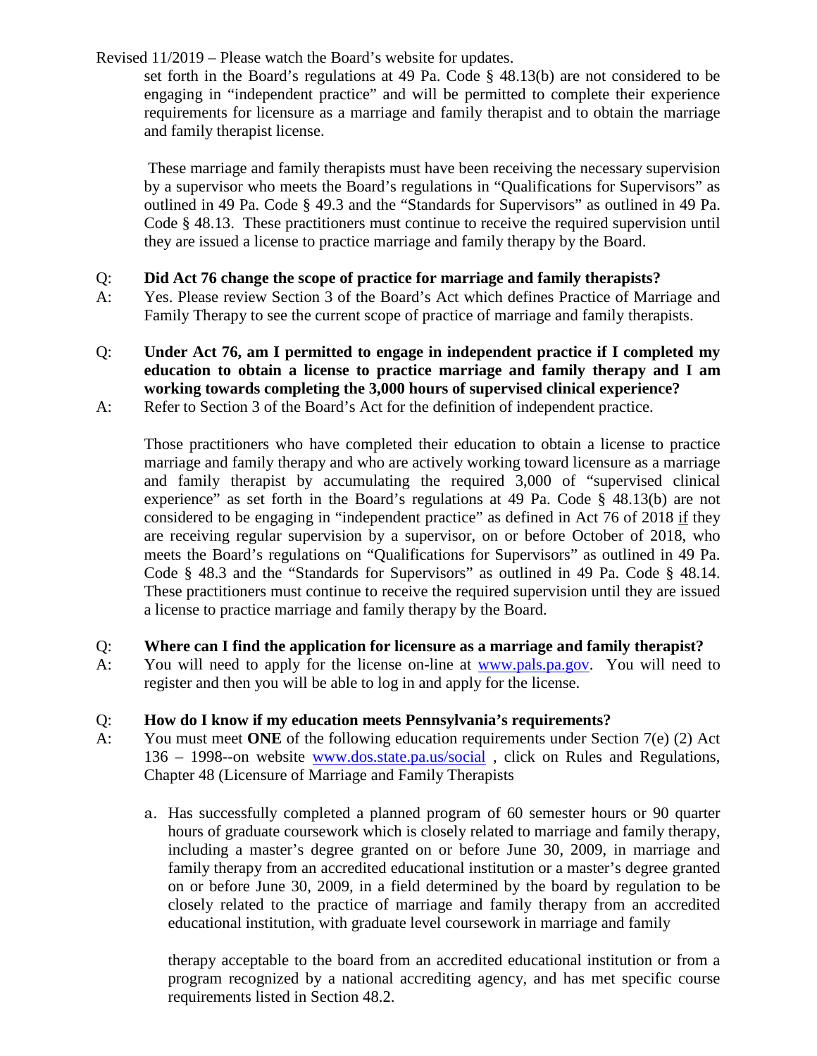set forth in the Board's regulations at 49 Pa. Code § 48.13(b) are not considered to be engaging in "independent practice" and will be permitted to complete their experience requirements for licensure as a marriage and family therapist and to obtain the marriage and family therapist license.

These marriage and family therapists must have been receiving the necessary supervision by a supervisor who meets the Board's regulations in "Qualifications for Supervisors" as outlined in 49 Pa. Code § 49.3 and the "Standards for Supervisors" as outlined in 49 Pa. Code § 48.13. These practitioners must continue to receive the required supervision until they are issued a license to practice marriage and family therapy by the Board.

Q: **Did Act 76 change the scope of practice for marriage and family therapists?**

A: Yes. Please review Section 3 of the Board's Act which defines Practice of Marriage and Family Therapy to see the current scope of practice of marriage and family therapists.

Q: **Under Act 76, am I permitted to engage in independent practice if I completed my education to obtain a license to practice marriage and family therapy and I am working towards completing the 3,000 hours of supervised clinical experience?**

A: Refer to Section 3 of the Board's Act for the definition of independent practice.

Those practitioners who have completed their education to obtain a license to practice marriage and family therapy and who are actively working toward licensure as a marriage and family therapist by accumulating the required 3,000 of "supervised clinical experience" as set forth in the Board's regulations at 49 Pa. Code § 48.13(b) are not considered to be engaging in "independent practice" as defined in Act 76 of 2018 if they are receiving regular supervision by a supervisor, on or before October of 2018, who meets the Board's regulations on "Qualifications for Supervisors" as outlined in 49 Pa. Code § 48.3 and the "Standards for Supervisors" as outlined in 49 Pa. Code § 48.14. These practitioners must continue to receive the required supervision until they are issued a license to practice marriage and family therapy by the Board.

Q: **Where can I find the application for licensure as a marriage and family therapist?**

A: You will need to apply for the license on-line at [www.pals.pa.gov](www.pals.pa.gov). You will need to register and then you will be able to log in and apply for the license.

Q: **How do I know if my education meets Pennsylvania's requirements?**

A: You must meet **ONE** of the following education requirements under Section 7(e) (2) Act 136 – 1998--on website [www.dos.state.pa.us/social](www.dos.state.pa.us/social) , click on Rules and Regulations, Chapter 48 (Licensure of Marriage and Family Therapists

a. Has successfully completed a planned program of 60 semester hours or 90 quarter hours of graduate coursework which is closely related to marriage and family therapy, including a master's degree granted on or before June 30, 2009, in marriage and family therapy from an accredited educational institution or a master's degree granted on or before June 30, 2009, in a field determined by the board by regulation to be closely related to the practice of marriage and family therapy from an accredited educational institution, with graduate level coursework in marriage and family therapy acceptable to the board from an accredited educational institution or from a program recognized by a national accrediting agency, and has met specific course requirements listed in Section 48.2.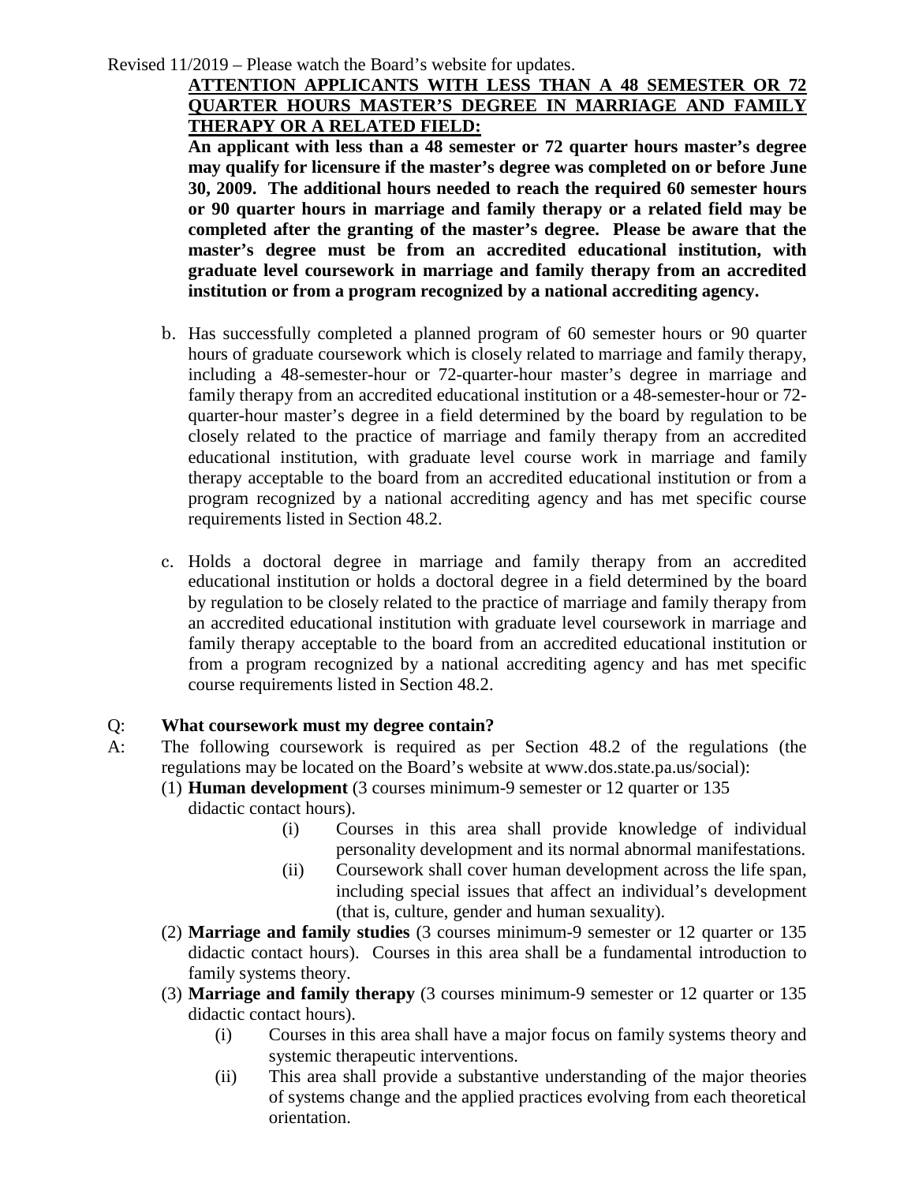Revised 11/2019 – Please watch the Board's website for updates.

**ATTENTION APPLICANTS WITH LESS THAN A 48 SEMESTER OR 72 QUARTER HOURS MASTER'S DEGREE IN MARRIAGE AND FAMILY THERAPY OR A RELATED FIELD:**

**An applicant with less than a 48 semester or 72 quarter hours master's degree may qualify for licensure if the master's degree was completed on or before June 30, 2009. The additional hours needed to reach the required 60 semester hours or 90 quarter hours in marriage and family therapy or a related field may be completed after the granting of the master's degree. Please be aware that the master's degree must be from an accredited educational institution, with graduate level coursework in marriage and family therapy from an accredited institution or from a program recognized by a national accrediting agency.**

b. Has successfully completed a planned program of 60 semester hours or 90 quarter hours of graduate coursework which is closely related to marriage and family therapy, including a 48-semester-hour or 72-quarter-hour master's degree in marriage and family therapy from an accredited educational institution or a 48-semester-hour or 72-quarter-hour master's degree in a field determined by the board by regulation to be closely related to the practice of marriage and family therapy from an accredited educational institution, with graduate level course work in marriage and family therapy acceptable to the board from an accredited educational institution or from a program recognized by a national accrediting agency and has met specific course requirements listed in Section 48.2.

c. Holds a doctoral degree in marriage and family therapy from an accredited educational institution or holds a doctoral degree in a field determined by the board by regulation to be closely related to the practice of marriage and family therapy from an accredited educational institution with graduate level coursework in marriage and family therapy acceptable to the board from an accredited educational institution or from a program recognized by a national accrediting agency and has met specific course requirements listed in Section 48.2.

Q: **What coursework must my degree contain?**

A: The following coursework is required as per Section 48.2 of the regulations (the regulations may be located on the Board's website at www.dos.state.pa.us/social):

(1) **Human development** (3 courses minimum-9 semester or 12 quarter or 135 didactic contact hours).
  - (i) Courses in this area shall provide knowledge of individual personality development and its normal abnormal manifestations.
  - (ii) Coursework shall cover human development across the life span, including special issues that affect an individual's development (that is, culture, gender and human sexuality).

(2) **Marriage and family studies** (3 courses minimum-9 semester or 12 quarter or 135 didactic contact hours). Courses in this area shall be a fundamental introduction to family systems theory.

(3) **Marriage and family therapy** (3 courses minimum-9 semester or 12 quarter or 135 didactic contact hours).
  - (i) Courses in this area shall have a major focus on family systems theory and systemic therapeutic interventions.
  - (ii) This area shall provide a substantive understanding of the major theories of systems change and the applied practices evolving from each theoretical orientation.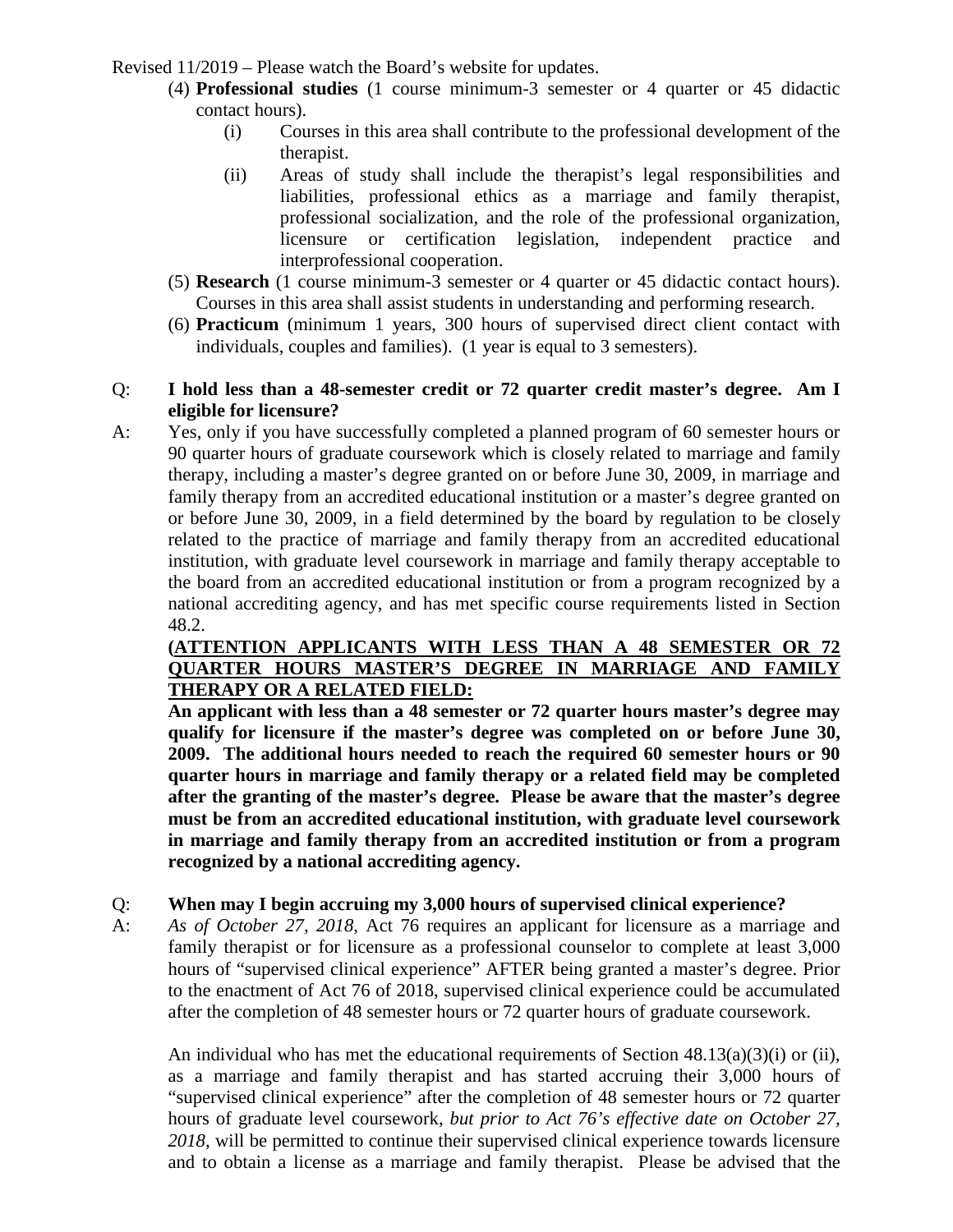Revised 11/2019 – Please watch the Board's website for updates.

(4) **Professional studies** (1 course minimum-3 semester or 4 quarter or 45 didactic contact hours).

- (i) Courses in this area shall contribute to the professional development of the therapist.
- (ii) Areas of study shall include the therapist's legal responsibilities and liabilities, professional ethics as a marriage and family therapist, professional socialization, and the role of the professional organization, licensure or certification legislation, independent practice and interprofessional cooperation.

(5) **Research** (1 course minimum-3 semester or 4 quarter or 45 didactic contact hours). Courses in this area shall assist students in understanding and performing research.

(6) **Practicum** (minimum 1 years, 300 hours of supervised direct client contact with individuals, couples and families). (1 year is equal to 3 semesters).

Q: **I hold less than a 48-semester credit or 72 quarter credit master's degree. Am I eligible for licensure?**

A: Yes, only if you have successfully completed a planned program of 60 semester hours or 90 quarter hours of graduate coursework which is closely related to marriage and family therapy, including a master's degree granted on or before June 30, 2009, in marriage and family therapy from an accredited educational institution or a master's degree granted on or before June 30, 2009, in a field determined by the board by regulation to be closely related to the practice of marriage and family therapy from an accredited educational institution, with graduate level coursework in marriage and family therapy acceptable to the board from an accredited educational institution or from a program recognized by a national accrediting agency, and has met specific course requirements listed in Section 48.2.

**(<u>ATTENTION APPLICANTS WITH LESS THAN A 48 SEMESTER OR 72 QUARTER HOURS MASTER'S DEGREE IN MARRIAGE AND FAMILY THERAPY OR A RELATED FIELD:</u>**

**An applicant with less than a 48 semester or 72 quarter hours master's degree may qualify for licensure if the master's degree was completed on or before June 30, 2009. The additional hours needed to reach the required 60 semester hours or 90 quarter hours in marriage and family therapy or a related field may be completed after the granting of the master's degree. Please be aware that the master's degree must be from an accredited educational institution, with graduate level coursework in marriage and family therapy from an accredited institution or from a program recognized by a national accrediting agency.**

Q: **When may I begin accruing my 3,000 hours of supervised clinical experience?**

A: *As of October 27, 2018*, Act 76 requires an applicant for licensure as a marriage and family therapist or for licensure as a professional counselor to complete at least 3,000 hours of "supervised clinical experience" AFTER being granted a master's degree. Prior to the enactment of Act 76 of 2018, supervised clinical experience could be accumulated after the completion of 48 semester hours or 72 quarter hours of graduate coursework.

An individual who has met the educational requirements of Section 48.13(a)(3)(i) or (ii), as a marriage and family therapist and has started accruing their 3,000 hours of "supervised clinical experience" after the completion of 48 semester hours or 72 quarter hours of graduate level coursework, *but prior to Act 76's effective date on October 27, 2018*, will be permitted to continue their supervised clinical experience towards licensure and to obtain a license as a marriage and family therapist. Please be advised that the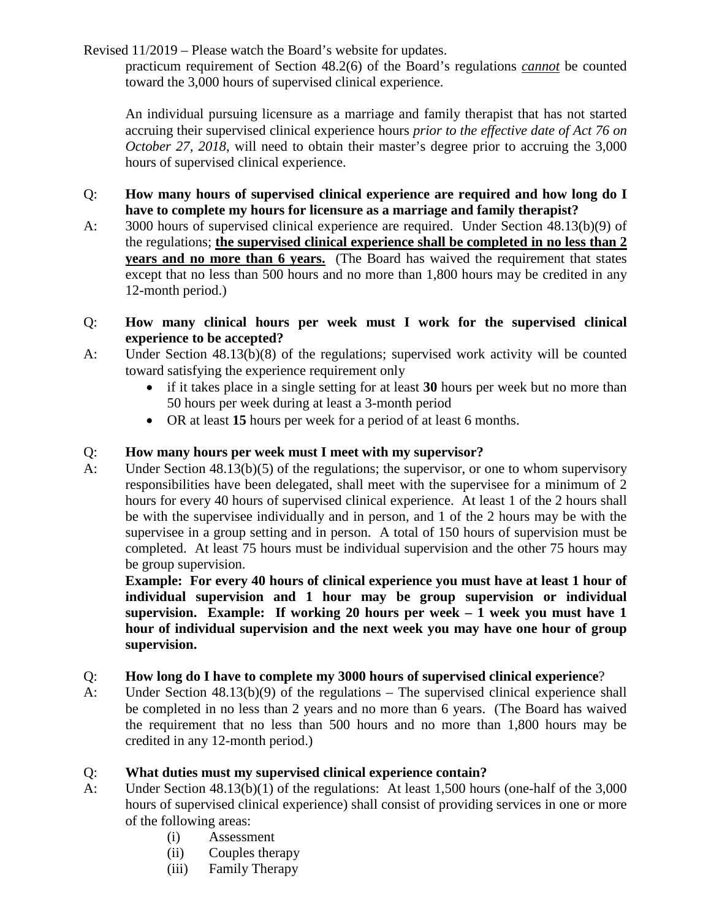practicum requirement of Section 48.2(6) of the Board's regulations *cannot* be counted toward the 3,000 hours of supervised clinical experience.

An individual pursuing licensure as a marriage and family therapist that has not started accruing their supervised clinical experience hours *prior to the effective date of Act 76 on October 27, 2018*, will need to obtain their master's degree prior to accruing the 3,000 hours of supervised clinical experience.

Q: **How many hours of supervised clinical experience are required and how long do I have to complete my hours for licensure as a marriage and family therapist?**

A: 3000 hours of supervised clinical experience are required. Under Section 48.13(b)(9) of the regulations; **the supervised clinical experience shall be completed in no less than 2 years and no more than 6 years.** (The Board has waived the requirement that states except that no less than 500 hours and no more than 1,800 hours may be credited in any 12-month period.)

Q: **How many clinical hours per week must I work for the supervised clinical experience to be accepted?**

A: Under Section 48.13(b)(8) of the regulations; supervised work activity will be counted toward satisfying the experience requirement only

- if it takes place in a single setting for at least **30** hours per week but no more than 50 hours per week during at least a 3-month period
- OR at least **15** hours per week for a period of at least 6 months.

Q: **How many hours per week must I meet with my supervisor?**

A: Under Section 48.13(b)(5) of the regulations; the supervisor, or one to whom supervisory responsibilities have been delegated, shall meet with the supervisee for a minimum of 2 hours for every 40 hours of supervised clinical experience. At least 1 of the 2 hours shall be with the supervisee individually and in person, and 1 of the 2 hours may be with the supervisee in a group setting and in person. A total of 150 hours of supervision must be completed. At least 75 hours must be individual supervision and the other 75 hours may be group supervision.

**Example: For every 40 hours of clinical experience you must have at least 1 hour of individual supervision and 1 hour may be group supervision or individual supervision. Example: If working 20 hours per week – 1 week you must have 1 hour of individual supervision and the next week you may have one hour of group supervision.**

Q: **How long do I have to complete my 3000 hours of supervised clinical experience**?

A: Under Section 48.13(b)(9) of the regulations – The supervised clinical experience shall be completed in no less than 2 years and no more than 6 years. (The Board has waived the requirement that no less than 500 hours and no more than 1,800 hours may be credited in any 12-month period.)

Q: **What duties must my supervised clinical experience contain?**

A: Under Section 48.13(b)(1) of the regulations: At least 1,500 hours (one-half of the 3,000 hours of supervised clinical experience) shall consist of providing services in one or more of the following areas:

(i) Assessment
(ii) Couples therapy
(iii) Family Therapy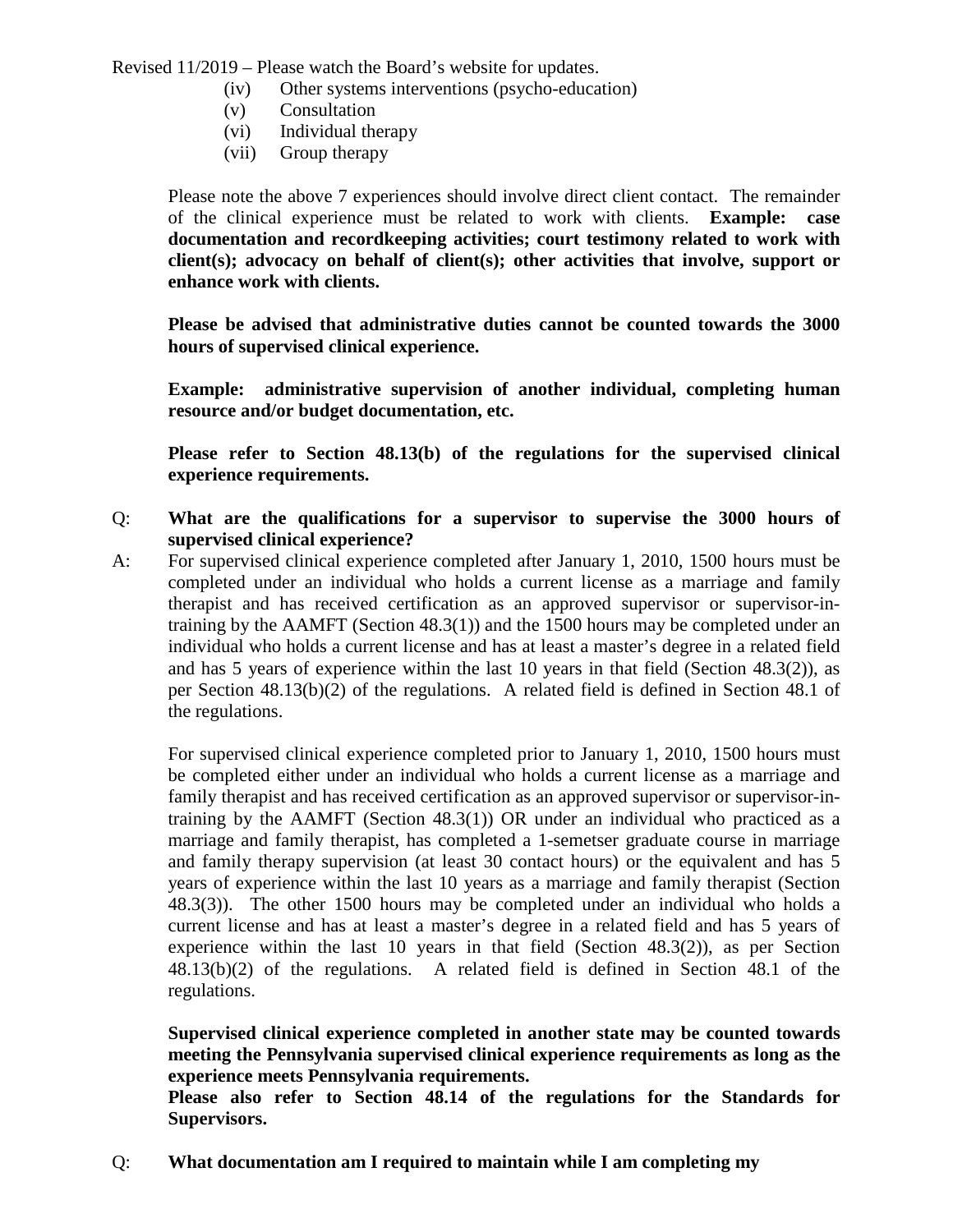Revised 11/2019 – Please watch the Board's website for updates.

(iv) Other systems interventions (psycho-education)
(v) Consultation
(vi) Individual therapy
(vii) Group therapy

Please note the above 7 experiences should involve direct client contact. The remainder of the clinical experience must be related to work with clients. **Example: case documentation and recordkeeping activities; court testimony related to work with client(s); advocacy on behalf of client(s); other activities that involve, support or enhance work with clients.**

**Please be advised that administrative duties cannot be counted towards the 3000 hours of supervised clinical experience.**

**Example: administrative supervision of another individual, completing human resource and/or budget documentation, etc.**

**Please refer to Section 48.13(b) of the regulations for the supervised clinical experience requirements.**

Q: **What are the qualifications for a supervisor to supervise the 3000 hours of supervised clinical experience?**

A: For supervised clinical experience completed after January 1, 2010, 1500 hours must be completed under an individual who holds a current license as a marriage and family therapist and has received certification as an approved supervisor or supervisor-in-training by the AAMFT (Section 48.3(1)) and the 1500 hours may be completed under an individual who holds a current license and has at least a master's degree in a related field and has 5 years of experience within the last 10 years in that field (Section 48.3(2)), as per Section 48.13(b)(2) of the regulations. A related field is defined in Section 48.1 of the regulations.

For supervised clinical experience completed prior to January 1, 2010, 1500 hours must be completed either under an individual who holds a current license as a marriage and family therapist and has received certification as an approved supervisor or supervisor-in-training by the AAMFT (Section 48.3(1)) OR under an individual who practiced as a marriage and family therapist, has completed a 1-semetser graduate course in marriage and family therapy supervision (at least 30 contact hours) or the equivalent and has 5 years of experience within the last 10 years as a marriage and family therapist (Section 48.3(3)). The other 1500 hours may be completed under an individual who holds a current license and has at least a master's degree in a related field and has 5 years of experience within the last 10 years in that field (Section 48.3(2)), as per Section 48.13(b)(2) of the regulations. A related field is defined in Section 48.1 of the regulations.

**Supervised clinical experience completed in another state may be counted towards meeting the Pennsylvania supervised clinical experience requirements as long as the experience meets Pennsylvania requirements.**
**Please also refer to Section 48.14 of the regulations for the Standards for Supervisors.**

Q: **What documentation am I required to maintain while I am completing my**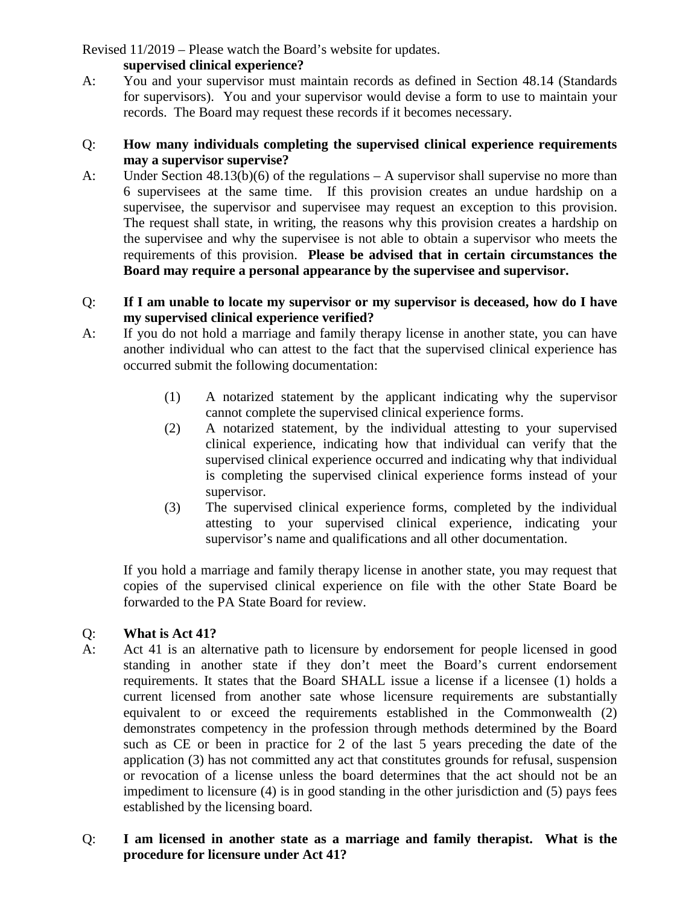**supervised clinical experience?**

A: You and your supervisor must maintain records as defined in Section 48.14 (Standards for supervisors). You and your supervisor would devise a form to use to maintain your records. The Board may request these records if it becomes necessary.

Q: **How many individuals completing the supervised clinical experience requirements may a supervisor supervise?**

A: Under Section 48.13(b)(6) of the regulations – A supervisor shall supervise no more than 6 supervisees at the same time. If this provision creates an undue hardship on a supervisee, the supervisor and supervisee may request an exception to this provision. The request shall state, in writing, the reasons why this provision creates a hardship on the supervisee and why the supervisee is not able to obtain a supervisor who meets the requirements of this provision. **Please be advised that in certain circumstances the Board may require a personal appearance by the supervisee and supervisor.**

Q: **If I am unable to locate my supervisor or my supervisor is deceased, how do I have my supervised clinical experience verified?**

A: If you do not hold a marriage and family therapy license in another state, you can have another individual who can attest to the fact that the supervised clinical experience has occurred submit the following documentation:

(1) A notarized statement by the applicant indicating why the supervisor cannot complete the supervised clinical experience forms.

(2) A notarized statement, by the individual attesting to your supervised clinical experience, indicating how that individual can verify that the supervised clinical experience occurred and indicating why that individual is completing the supervised clinical experience forms instead of your supervisor.

(3) The supervised clinical experience forms, completed by the individual attesting to your supervised clinical experience, indicating your supervisor's name and qualifications and all other documentation.

If you hold a marriage and family therapy license in another state, you may request that copies of the supervised clinical experience on file with the other State Board be forwarded to the PA State Board for review.

Q: **What is Act 41?**

A: Act 41 is an alternative path to licensure by endorsement for people licensed in good standing in another state if they don't meet the Board's current endorsement requirements. It states that the Board SHALL issue a license if a licensee (1) holds a current licensed from another sate whose licensure requirements are substantially equivalent to or exceed the requirements established in the Commonwealth (2) demonstrates competency in the profession through methods determined by the Board such as CE or been in practice for 2 of the last 5 years preceding the date of the application (3) has not committed any act that constitutes grounds for refusal, suspension or revocation of a license unless the board determines that the act should not be an impediment to licensure (4) is in good standing in the other jurisdiction and (5) pays fees established by the licensing board.

Q: **I am licensed in another state as a marriage and family therapist. What is the procedure for licensure under Act 41?**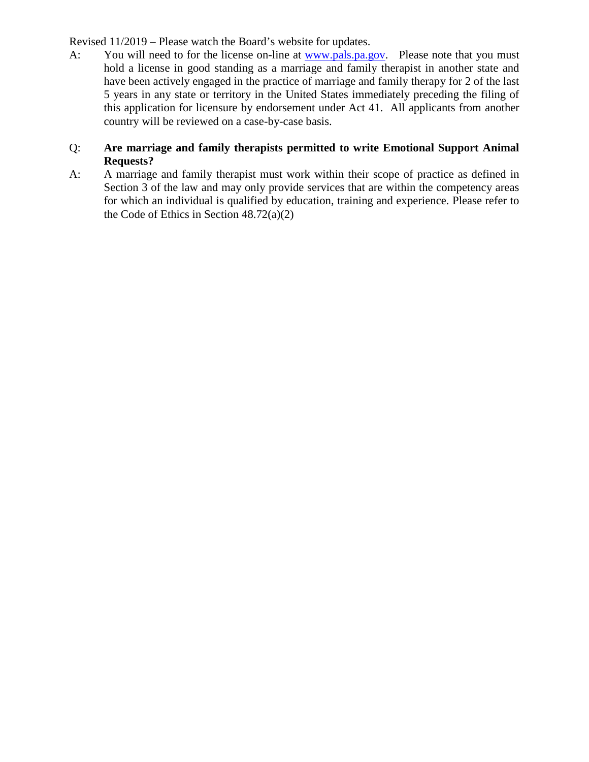A: You will need to for the license on-line at [www.pals.pa.gov](http://www.pals.pa.gov). Please note that you must hold a license in good standing as a marriage and family therapist in another state and have been actively engaged in the practice of marriage and family therapy for 2 of the last 5 years in any state or territory in the United States immediately preceding the filing of this application for licensure by endorsement under Act 41. All applicants from another country will be reviewed on a case-by-case basis.

Q: **Are marriage and family therapists permitted to write Emotional Support Animal Requests?**

A: A marriage and family therapist must work within their scope of practice as defined in Section 3 of the law and may only provide services that are within the competency areas for which an individual is qualified by education, training and experience. Please refer to the Code of Ethics in Section 48.72(a)(2)